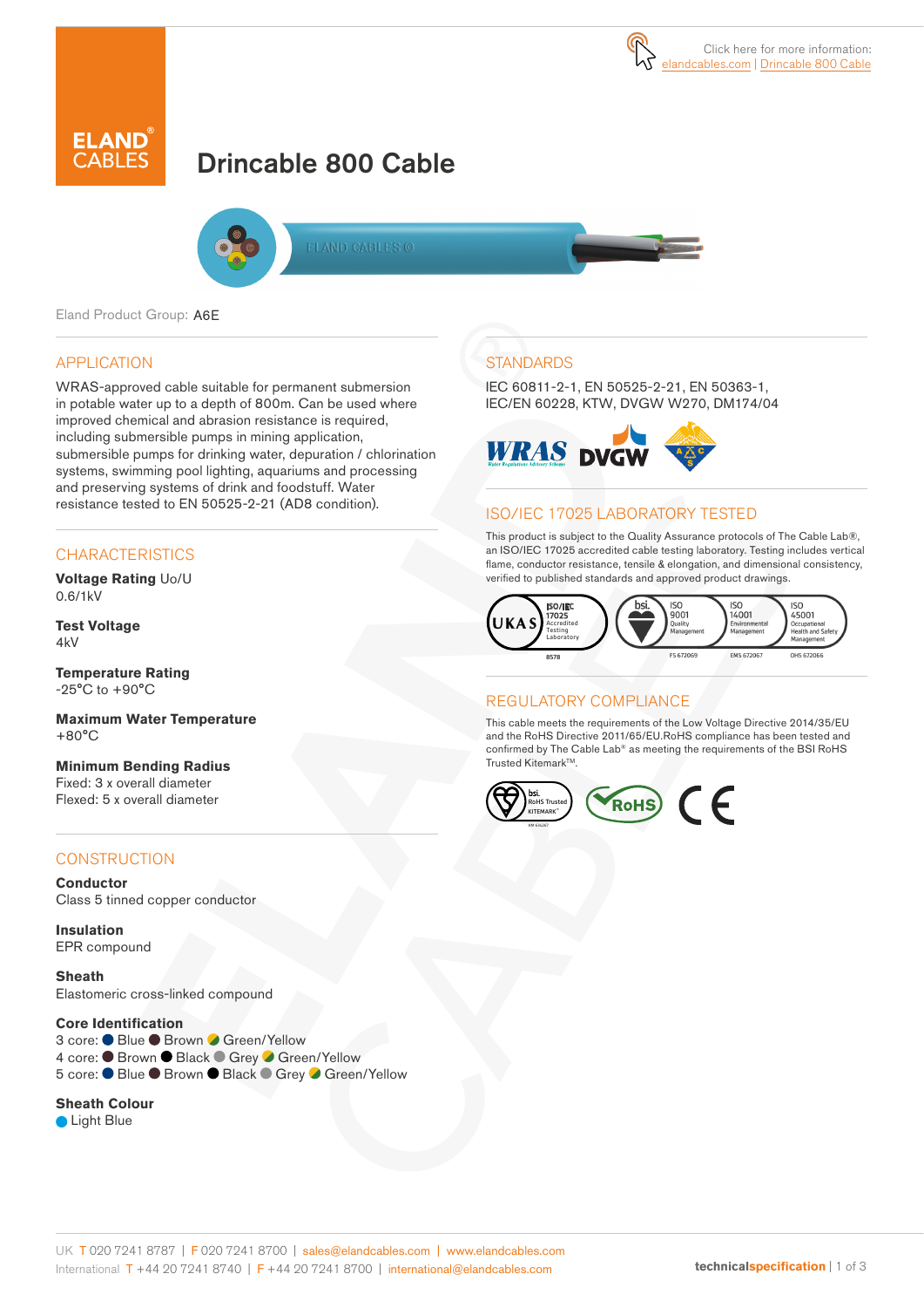Click here for more information: elandcables.com | Drincable 800 Cable

# Drincable 800 Cable

Eland Product Group: A6E

## APPLICATION

WRAS-approved cable suitable for permanent submersion in potable water up to a depth of 800m. Can be used where improved chemical and abrasion resistance is required, including submersible pumps in mining application, submersible pumps for drinking water, depuration / chlorination systems, swimming pool lighting, aquariums and processing and preserving systems of drink and foodstuff. Water resistance tested to EN 50525-2-21 (AD8 condition).

## CHARACTERISTICS

**Voltage Rating** Uo/U
0.6/1kV

**Test Voltage**
4kV

**Temperature Rating**
-25°C to +90°C

**Maximum Water Temperature**
+80°C

**Minimum Bending Radius**
Fixed: 3 x overall diameter
Flexed: 5 x overall diameter

## CONSTRUCTION

**Conductor**
Class 5 tinned copper conductor

**Insulation**
EPR compound

**Sheath**
Elastomeric cross-linked compound

**Core Identification**
3 core: Blue, Brown, Green/Yellow
4 core: Brown, Black, Grey, Green/Yellow
5 core: Blue, Brown, Black, Grey, Green/Yellow

**Sheath Colour**
Light Blue

## STANDARDS

IEC 60811-2-1, EN 50525-2-21, EN 50363-1, IEC/EN 60228, KTW, DVGW W270, DM174/04

## ISO/IEC 17025 LABORATORY TESTED

This product is subject to the Quality Assurance protocols of The Cable Lab®, an ISO/IEC 17025 accredited cable testing laboratory. Testing includes vertical flame, conductor resistance, tensile & elongation, and dimensional consistency, verified to published standards and approved product drawings.

## REGULATORY COMPLIANCE

This cable meets the requirements of the Low Voltage Directive 2014/35/EU and the RoHS Directive 2011/65/EU.RoHS compliance has been tested and confirmed by The Cable Lab® as meeting the requirements of the BSI RoHS Trusted Kitemark™.

UK T 020 7241 8787 | F 020 7241 8700 | sales@elandcables.com | www.elandcables.com
International T +44 20 7241 8740 | F +44 20 7241 8700 | international@elandcables.com

technicalspecification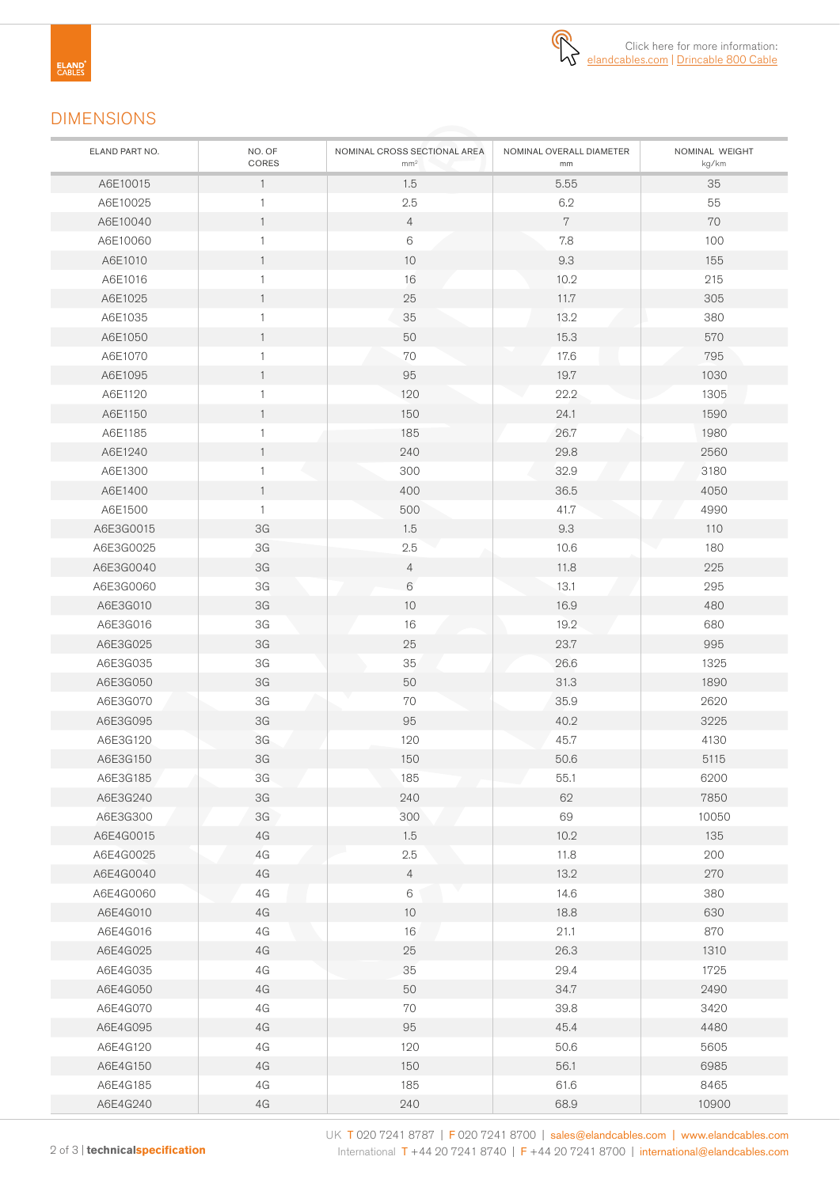Click here for more information: elandcables.com | Drincable 800 Cable

## DIMENSIONS

| ELAND PART NO. | NO. OF CORES | NOMINAL CROSS SECTIONAL AREA mm² | NOMINAL OVERALL DIAMETER mm | NOMINAL WEIGHT kg/km |
|---|---|---|---|---|
| A6E10015 | 1 | 1.5 | 5.55 | 35 |
| A6E10025 | 1 | 2.5 | 6.2 | 55 |
| A6E10040 | 1 | 4 | 7 | 70 |
| A6E10060 | 1 | 6 | 7.8 | 100 |
| A6E1010 | 1 | 10 | 9.3 | 155 |
| A6E1016 | 1 | 16 | 10.2 | 215 |
| A6E1025 | 1 | 25 | 11.7 | 305 |
| A6E1035 | 1 | 35 | 13.2 | 380 |
| A6E1050 | 1 | 50 | 15.3 | 570 |
| A6E1070 | 1 | 70 | 17.6 | 795 |
| A6E1095 | 1 | 95 | 19.7 | 1030 |
| A6E1120 | 1 | 120 | 22.2 | 1305 |
| A6E1150 | 1 | 150 | 24.1 | 1590 |
| A6E1185 | 1 | 185 | 26.7 | 1980 |
| A6E1240 | 1 | 240 | 29.8 | 2560 |
| A6E1300 | 1 | 300 | 32.9 | 3180 |
| A6E1400 | 1 | 400 | 36.5 | 4050 |
| A6E1500 | 1 | 500 | 41.7 | 4990 |
| A6E3G0015 | 3G | 1.5 | 9.3 | 110 |
| A6E3G0025 | 3G | 2.5 | 10.6 | 180 |
| A6E3G0040 | 3G | 4 | 11.8 | 225 |
| A6E3G0060 | 3G | 6 | 13.1 | 295 |
| A6E3G010 | 3G | 10 | 16.9 | 480 |
| A6E3G016 | 3G | 16 | 19.2 | 680 |
| A6E3G025 | 3G | 25 | 23.7 | 995 |
| A6E3G035 | 3G | 35 | 26.6 | 1325 |
| A6E3G050 | 3G | 50 | 31.3 | 1890 |
| A6E3G070 | 3G | 70 | 35.9 | 2620 |
| A6E3G095 | 3G | 95 | 40.2 | 3225 |
| A6E3G120 | 3G | 120 | 45.7 | 4130 |
| A6E3G150 | 3G | 150 | 50.6 | 5115 |
| A6E3G185 | 3G | 185 | 55.1 | 6200 |
| A6E3G240 | 3G | 240 | 62 | 7850 |
| A6E3G300 | 3G | 300 | 69 | 10050 |
| A6E4G0015 | 4G | 1.5 | 10.2 | 135 |
| A6E4G0025 | 4G | 2.5 | 11.8 | 200 |
| A6E4G0040 | 4G | 4 | 13.2 | 270 |
| A6E4G0060 | 4G | 6 | 14.6 | 380 |
| A6E4G010 | 4G | 10 | 18.8 | 630 |
| A6E4G016 | 4G | 16 | 21.1 | 870 |
| A6E4G025 | 4G | 25 | 26.3 | 1310 |
| A6E4G035 | 4G | 35 | 29.4 | 1725 |
| A6E4G050 | 4G | 50 | 34.7 | 2490 |
| A6E4G070 | 4G | 70 | 39.8 | 3420 |
| A6E4G095 | 4G | 95 | 45.4 | 4480 |
| A6E4G120 | 4G | 120 | 50.6 | 5605 |
| A6E4G150 | 4G | 150 | 56.1 | 6985 |
| A6E4G185 | 4G | 185 | 61.6 | 8465 |
| A6E4G240 | 4G | 240 | 68.9 | 10900 |

UK T 020 7241 8787 | F 020 7241 8700 | sales@elandcables.com | www.elandcables.com
International T +44 20 7241 8740 | F +44 20 7241 8700 | international@elandcables.com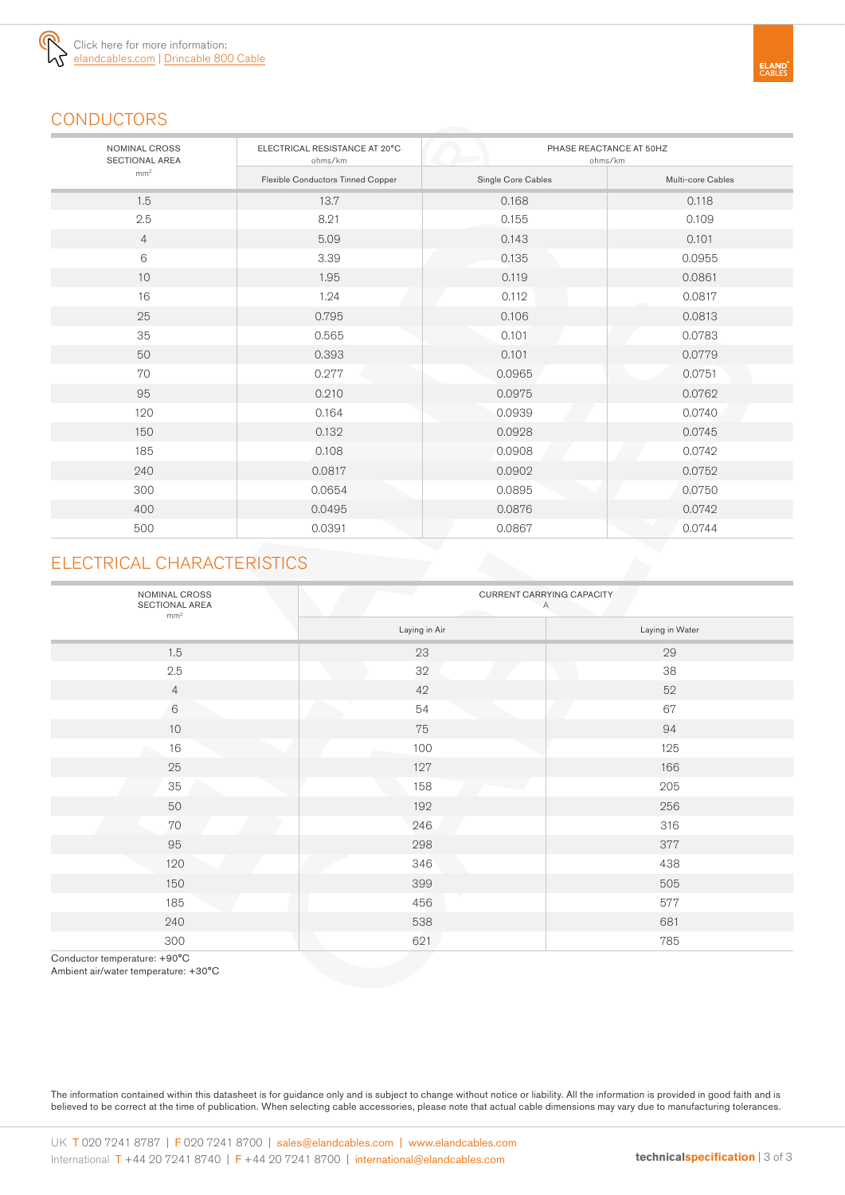Click here for more information:
elandcables.com | Drincable 800 Cable

## CONDUCTORS

| NOMINAL CROSS SECTIONAL AREA mm² | ELECTRICAL RESISTANCE AT 20°C ohms/km | PHASE REACTANCE AT 50HZ ohms/km | |
|---|---|---|---|
| | Flexible Conductors Tinned Copper | Single Core Cables | Multi-core Cables |
| 1.5 | 13.7 | 0.168 | 0.118 |
| 2.5 | 8.21 | 0.155 | 0.109 |
| 4 | 5.09 | 0.143 | 0.101 |
| 6 | 3.39 | 0.135 | 0.0955 |
| 10 | 1.95 | 0.119 | 0.0861 |
| 16 | 1.24 | 0.112 | 0.0817 |
| 25 | 0.795 | 0.106 | 0.0813 |
| 35 | 0.565 | 0.101 | 0.0783 |
| 50 | 0.393 | 0.101 | 0.0779 |
| 70 | 0.277 | 0.0965 | 0.0751 |
| 95 | 0.210 | 0.0975 | 0.0762 |
| 120 | 0.164 | 0.0939 | 0.0740 |
| 150 | 0.132 | 0.0928 | 0.0745 |
| 185 | 0.108 | 0.0908 | 0.0742 |
| 240 | 0.0817 | 0.0902 | 0.0752 |
| 300 | 0.0654 | 0.0895 | 0.0750 |
| 400 | 0.0495 | 0.0876 | 0.0742 |
| 500 | 0.0391 | 0.0867 | 0.0744 |

## ELECTRICAL CHARACTERISTICS

| NOMINAL CROSS SECTIONAL AREA mm² | CURRENT CARRYING CAPACITY A | |
|---|---|---|
| | Laying in Air | Laying in Water |
| 1.5 | 23 | 29 |
| 2.5 | 32 | 38 |
| 4 | 42 | 52 |
| 6 | 54 | 67 |
| 10 | 75 | 94 |
| 16 | 100 | 125 |
| 25 | 127 | 166 |
| 35 | 158 | 205 |
| 50 | 192 | 256 |
| 70 | 246 | 316 |
| 95 | 298 | 377 |
| 120 | 346 | 438 |
| 150 | 399 | 505 |
| 185 | 456 | 577 |
| 240 | 538 | 681 |
| 300 | 621 | 785 |

Conductor temperature: +90°C
Ambient air/water temperature: +30°C

The information contained within this datasheet is for guidance only and is subject to change without notice or liability. All the information is provided in good faith and is believed to be correct at the time of publication. When selecting cable accessories, please note that actual cable dimensions may vary due to manufacturing tolerances.

UK T 020 7241 8787 | F 020 7241 8700 | sales@elandcables.com | www.elandcables.com
International T +44 20 7241 8740 | F +44 20 7241 8700 | international@elandcables.com